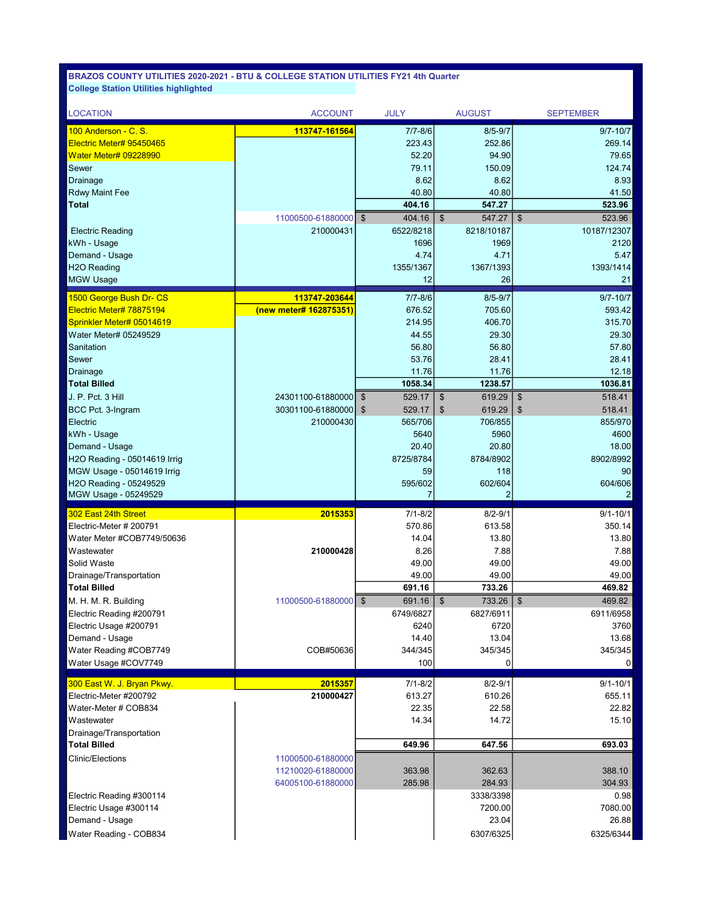**BRAZOS COUNTY UTILITIES 2020-2021 - BTU & COLLEGE STATION UTILITIES FY21 4th Quarter**

**College Station Utilities highlighted**

| LOCATION | ACCOUNT | JULY | AUGUST | SEPTEMBER |
|---|---|---|---|---|
| 100 Anderson - C. S. | **113747-161564** | 7/7-8/6 | 8/5-9/7 | 9/7-10/7 |
| Electric Meter# 95450465 | | 223.43 | 252.86 | 269.14 |
| Water Meter# 09228990 | | 52.20 | 94.90 | 79.65 |
| Sewer | | 79.11 | 150.09 | 124.74 |
| Drainage | | 8.62 | 8.62 | 8.93 |
| Rdwy Maint Fee | | 40.80 | 40.80 | 41.50 |
| **Total** | | **404.16** | **547.27** | **523.96** |
| | 11000500-61880000 | $ 404.16 | $ 547.27 | $ 523.96 |
| Electric Reading | 210000431 | 6522/8218 | 8218/10187 | 10187/12307 |
| kWh - Usage | | 1696 | 1969 | 2120 |
| Demand - Usage | | 4.74 | 4.71 | 5.47 |
| H2O Reading | | 1355/1367 | 1367/1393 | 1393/1414 |
| MGW Usage | | 12 | 26 | 21 |
| 1500 George Bush Dr- CS | **113747-203644** | 7/7-8/6 | 8/5-9/7 | 9/7-10/7 |
| Electric Meter# 78875194 | **(new meter# 162875351)** | 676.52 | 705.60 | 593.42 |
| Sprinkler Meter# 05014619 | | 214.95 | 406.70 | 315.70 |
| Water Meter# 05249529 | | 44.55 | 29.30 | 29.30 |
| Sanitation | | 56.80 | 56.80 | 57.80 |
| Sewer | | 53.76 | 28.41 | 28.41 |
| Drainage | | 11.76 | 11.76 | 12.18 |
| **Total Billed** | | **1058.34** | **1238.57** | **1036.81** |
| J. P. Pct. 3 Hill | 24301100-61880000 | $ 529.17 | $ 619.29 | $ 518.41 |
| BCC Pct. 3-Ingram | 30301100-61880000 | $ 529.17 | $ 619.29 | $ 518.41 |
| Electric | 210000430 | 565/706 | 706/855 | 855/970 |
| kWh - Usage | | 5640 | 5960 | 4600 |
| Demand - Usage | | 20.40 | 20.80 | 18.00 |
| H2O Reading - 05014619 Irrig | | 8725/8784 | 8784/8902 | 8902/8992 |
| MGW Usage - 05014619 Irrig | | 59 | 118 | 90 |
| H2O Reading - 05249529 | | 595/602 | 602/604 | 604/606 |
| MGW Usage - 05249529 | | 7 | 2 | 2 |
| 302 East 24th Street | **2015353** | 7/1-8/2 | 8/2-9/1 | 9/1-10/1 |
| Electric-Meter # 200791 | | 570.86 | 613.58 | 350.14 |
| Water Meter #COB7749/50636 | | 14.04 | 13.80 | 13.80 |
| Wastewater | **210000428** | 8.26 | 7.88 | 7.88 |
| Solid Waste | | 49.00 | 49.00 | 49.00 |
| Drainage/Transportation | | 49.00 | 49.00 | 49.00 |
| **Total Billed** | | **691.16** | **733.26** | **469.82** |
| M. H. M. R. Building | 11000500-61880000 | $ 691.16 | $ 733.26 | $ 469.82 |
| Electric Reading #200791 | | 6749/6827 | 6827/6911 | 6911/6958 |
| Electric Usage #200791 | | 6240 | 6720 | 3760 |
| Demand - Usage | | 14.40 | 13.04 | 13.68 |
| Water Reading #COB7749 | COB#50636 | 344/345 | 345/345 | 345/345 |
| Water Usage #COV7749 | | 100 | 0 | 0 |
| 300 East W. J. Bryan Pkwy. | **2015357** | 7/1-8/2 | 8/2-9/1 | 9/1-10/1 |
| Electric-Meter #200792 | **210000427** | 613.27 | 610.26 | 655.11 |
| Water-Meter # COB834 | | 22.35 | 22.58 | 22.82 |
| Wastewater | | 14.34 | 14.72 | 15.10 |
| Drainage/Transportation | | | | |
| **Total Billed** | | **649.96** | **647.56** | **693.03** |
| Clinic/Elections | 11000500-61880000 | | | |
| | 11210020-61880000 | 363.98 | 362.63 | 388.10 |
| | 64005100-61880000 | 285.98 | 284.93 | 304.93 |
| Electric Reading #300114 | | | 3338/3398 | 0.98 |
| Electric Usage #300114 | | | 7200.00 | 7080.00 |
| Demand - Usage | | | 23.04 | 26.88 |
| Water Reading - COB834 | | | 6307/6325 | 6325/6344 |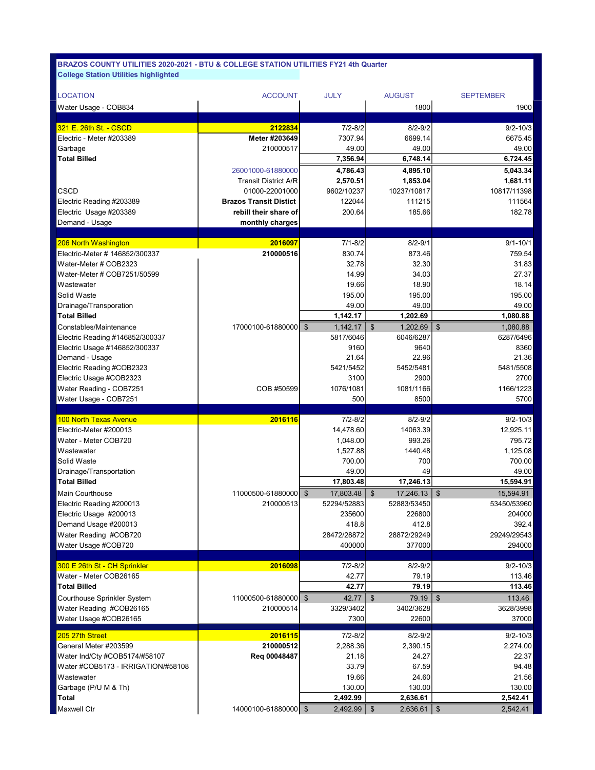**BRAZOS COUNTY UTILITIES 2020-2021 - BTU & COLLEGE STATION UTILITIES FY21 4th Quarter**

**College Station Utilities highlighted**

| LOCATION | ACCOUNT | JULY | AUGUST | SEPTEMBER |
|---|---|---|---|---|
| Water Usage - COB834 | | | 1800 | 1900 |
| | | | | |
| 321 E. 26th St. - CSCD | **2122834** | 7/2-8/2 | 8/2-9/2 | 9/2-10/3 |
| Electric - Meter #203389 | **Meter #203649** | 7307.94 | 6699.14 | 6675.45 |
| Garbage | 210000517 | 49.00 | 49.00 | 49.00 |
| **Total Billed** | | **7,356.94** | **6,748.14** | **6,724.45** |
| | 26001000-61880000 | **4,786.43** | **4,895.10** | **5,043.34** |
| | Transit District A/R | **2,570.51** | **1,853.04** | **1,681.11** |
| CSCD | 01000-22001000 | 9602/10237 | 10237/10817 | 10817/11398 |
| Electric Reading #203389 | **Brazos Transit Distict** | 122044 | 111215 | 111564 |
| Electric Usage #203389 | **rebill their share of** | 200.64 | 185.66 | 182.78 |
| Demand - Usage | **monthly charges** | | | |
| | | | | |
| 206 North Washington | **2016097** | 7/1-8/2 | 8/2-9/1 | 9/1-10/1 |
| Electric-Meter # 146852/300337 | **210000516** | 830.74 | 873.46 | 759.54 |
| Water-Meter # COB2323 | | 32.78 | 32.30 | 31.83 |
| Water-Meter # COB7251/50599 | | 14.99 | 34.03 | 27.37 |
| Wastewater | | 19.66 | 18.90 | 18.14 |
| Solid Waste | | 195.00 | 195.00 | 195.00 |
| Drainage/Transporation | | 49.00 | 49.00 | 49.00 |
| **Total Billed** | | **1,142.17** | **1,202.69** | **1,080.88** |
| Constables/Maintenance | 17000100-61880000 | $ 1,142.17 | $ 1,202.69 | $ 1,080.88 |
| Electric Reading #146852/300337 | | 5817/6046 | 6046/6287 | 6287/6496 |
| Electric Usage #146852/300337 | | 9160 | 9640 | 8360 |
| Demand - Usage | | 21.64 | 22.96 | 21.36 |
| Electric Reading #COB2323 | | 5421/5452 | 5452/5481 | 5481/5508 |
| Electric Usage #COB2323 | | 3100 | 2900 | 2700 |
| Water Reading - COB7251 | COB #50599 | 1076/1081 | 1081/1166 | 1166/1223 |
| Water Usage - COB7251 | | 500 | 8500 | 5700 |
| | | | | |
| 100 North Texas Avenue | **2016116** | 7/2-8/2 | 8/2-9/2 | 9/2-10/3 |
| Electric-Meter #200013 | | 14,478.60 | 14063.39 | 12,925.11 |
| Water - Meter COB720 | | 1,048.00 | 993.26 | 795.72 |
| Wastewater | | 1,527.88 | 1440.48 | 1,125.08 |
| Solid Waste | | 700.00 | 700 | 700.00 |
| Drainage/Transportation | | 49.00 | 49 | 49.00 |
| **Total Billed** | | **17,803.48** | **17,246.13** | **15,594.91** |
| Main Courthouse | 11000500-61880000 | $ 17,803.48 | $ 17,246.13 | $ 15,594.91 |
| Electric Reading #200013 | 210000513 | 52294/52883 | 52883/53450 | 53450/53960 |
| Electric Usage #200013 | | 235600 | 226800 | 204000 |
| Demand Usage #200013 | | 418.8 | 412.8 | 392.4 |
| Water Reading #COB720 | | 28472/28872 | 28872/29249 | 29249/29543 |
| Water Usage #COB720 | | 400000 | 377000 | 294000 |
| | | | | |
| 300 E 26th St - CH Sprinkler | **2016098** | 7/2-8/2 | 8/2-9/2 | 9/2-10/3 |
| Water - Meter COB26165 | | 42.77 | 79.19 | 113.46 |
| **Total Billed** | | **42.77** | **79.19** | **113.46** |
| Courthouse Sprinkler System | 11000500-61880000 | $ 42.77 | $ 79.19 | $ 113.46 |
| Water Reading #COB26165 | 210000514 | 3329/3402 | 3402/3628 | 3628/3998 |
| Water Usage #COB26165 | | 7300 | 22600 | 37000 |
| | | | | |
| 205 27th Street | **2016115** | 7/2-8/2 | 8/2-9/2 | 9/2-10/3 |
| General Meter #203599 | **210000512** | 2,288.36 | 2,390.15 | 2,274.00 |
| Water Ind/Cty #COB5174/#58107 | **Req 00048487** | 21.18 | 24.27 | 22.37 |
| Water #COB5173 - IRRIGATION/#58108 | | 33.79 | 67.59 | 94.48 |
| Wastewater | | 19.66 | 24.60 | 21.56 |
| Garbage (P/U M & Th) | | 130.00 | 130.00 | 130.00 |
| **Total** | | **2,492.99** | **2,636.61** | **2,542.41** |
| Maxwell Ctr | 14000100-61880000 | $ 2,492.99 | $ 2,636.61 | $ 2,542.41 |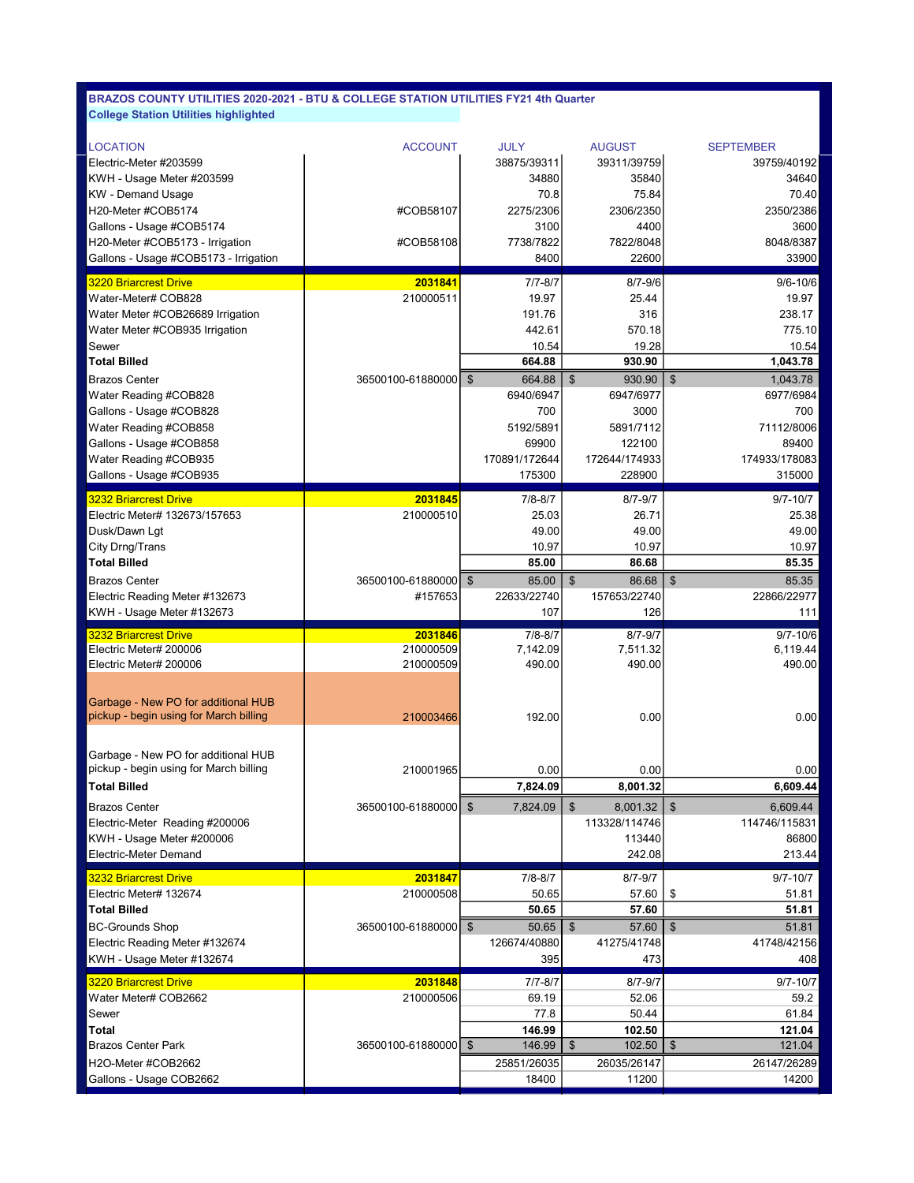**BRAZOS COUNTY UTILITIES 2020-2021 - BTU & COLLEGE STATION UTILITIES FY21 4th Quarter**

**College Station Utilities highlighted**

| LOCATION | ACCOUNT | JULY | AUGUST | SEPTEMBER |
|---|---|---|---|---|
| Electric-Meter #203599 | | 38875/39311 | 39311/39759 | 39759/40192 |
| KWH - Usage Meter #203599 | | 34880 | 35840 | 34640 |
| KW - Demand Usage | | 70.8 | 75.84 | 70.40 |
| H20-Meter #COB5174 | #COB58107 | 2275/2306 | 2306/2350 | 2350/2386 |
| Gallons - Usage #COB5174 | | 3100 | 4400 | 3600 |
| H20-Meter #COB5173 - Irrigation | #COB58108 | 7738/7822 | 7822/8048 | 8048/8387 |
| Gallons - Usage #COB5173 - Irrigation | | 8400 | 22600 | 33900 |
| 3220 Briarcrest Drive | **2031841** | 7/7-8/7 | 8/7-9/6 | 9/6-10/6 |
| Water-Meter# COB828 | 210000511 | 19.97 | 25.44 | 19.97 |
| Water Meter #COB26689 Irrigation | | 191.76 | 316 | 238.17 |
| Water Meter #COB935 Irrigation | | 442.61 | 570.18 | 775.10 |
| Sewer | | 10.54 | 19.28 | 10.54 |
| **Total Billed** | | **664.88** | **930.90** | **1,043.78** |
| Brazos Center | 36500100-61880000 | $ 664.88 | $ 930.90 | $ 1,043.78 |
| Water Reading #COB828 | | 6940/6947 | 6947/6977 | 6977/6984 |
| Gallons - Usage #COB828 | | 700 | 3000 | 700 |
| Water Reading #COB858 | | 5192/5891 | 5891/7112 | 71112/8006 |
| Gallons - Usage #COB858 | | 69900 | 122100 | 89400 |
| Water Reading #COB935 | | 170891/172644 | 172644/174933 | 174933/178083 |
| Gallons - Usage #COB935 | | 175300 | 228900 | 315000 |
| 3232 Briarcrest Drive | **2031845** | 7/8-8/7 | 8/7-9/7 | 9/7-10/7 |
| Electric Meter# 132673/157653 | 210000510 | 25.03 | 26.71 | 25.38 |
| Dusk/Dawn Lgt | | 49.00 | 49.00 | 49.00 |
| City Drng/Trans | | 10.97 | 10.97 | 10.97 |
| **Total Billed** | | **85.00** | **86.68** | **85.35** |
| Brazos Center | 36500100-61880000 | $ 85.00 | $ 86.68 | $ 85.35 |
| Electric Reading Meter #132673 | #157653 | 22633/22740 | 157653/22740 | 22866/22977 |
| KWH - Usage Meter #132673 | | 107 | 126 | 111 |
| 3232 Briarcrest Drive | **2031846** | 7/8-8/7 | 8/7-9/7 | 9/7-10/6 |
| Electric Meter# 200006 | 210000509 | 7,142.09 | 7,511.32 | 6,119.44 |
| Electric Meter# 200006 | 210000509 | 490.00 | 490.00 | 490.00 |
| Garbage - New PO for additional HUB pickup - begin using for March billing | 210003466 | 192.00 | 0.00 | 0.00 |
| Garbage - New PO for additional HUB pickup - begin using for March billing | 210001965 | 0.00 | 0.00 | 0.00 |
| **Total Billed** | | **7,824.09** | **8,001.32** | **6,609.44** |
| Brazos Center | 36500100-61880000 | $ 7,824.09 | $ 8,001.32 | $ 6,609.44 |
| Electric-Meter Reading #200006 | | | 113328/114746 | 114746/115831 |
| KWH - Usage Meter #200006 | | | 113440 | 86800 |
| Electric-Meter Demand | | | 242.08 | 213.44 |
| 3232 Briarcrest Drive | **2031847** | 7/8-8/7 | 8/7-9/7 | 9/7-10/7 |
| Electric Meter# 132674 | 210000508 | 50.65 | 57.60 | $ 51.81 |
| **Total Billed** | | **50.65** | **57.60** | **51.81** |
| BC-Grounds Shop | 36500100-61880000 | $ 50.65 | $ 57.60 | $ 51.81 |
| Electric Reading Meter #132674 | | 126674/40880 | 41275/41748 | 41748/42156 |
| KWH - Usage Meter #132674 | | 395 | 473 | 408 |
| 3220 Briarcrest Drive | **2031848** | 7/7-8/7 | 8/7-9/7 | 9/7-10/7 |
| Water Meter# COB2662 | 210000506 | 69.19 | 52.06 | 59.2 |
| Sewer | | 77.8 | 50.44 | 61.84 |
| **Total** | | **146.99** | **102.50** | **121.04** |
| Brazos Center Park | 36500100-61880000 | $ 146.99 | $ 102.50 | $ 121.04 |
| H2O-Meter #COB2662 | | 25851/26035 | 26035/26147 | 26147/26289 |
| Gallons - Usage COB2662 | | 18400 | 11200 | 14200 |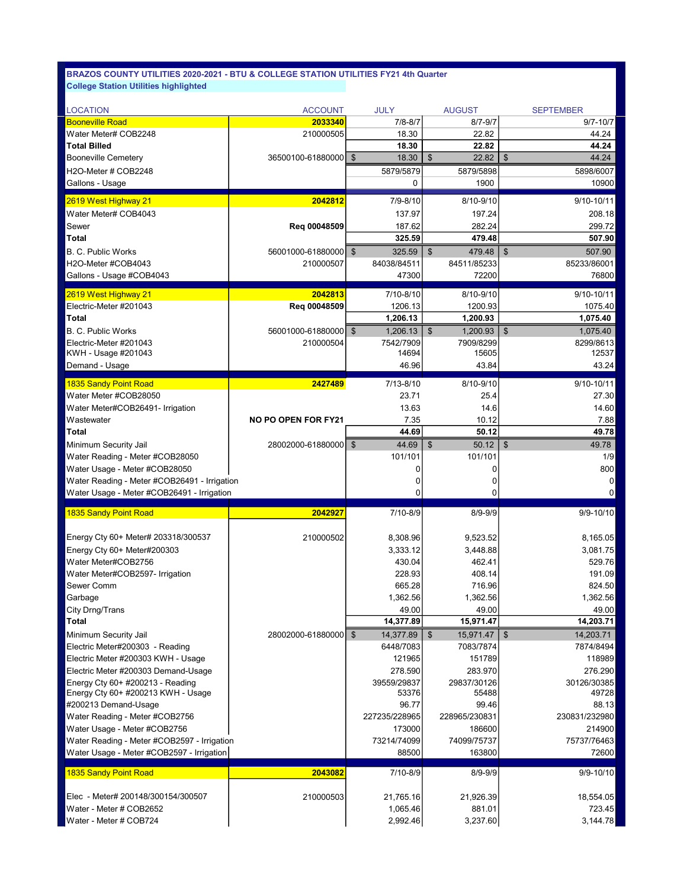**BRAZOS COUNTY UTILITIES 2020-2021 - BTU & COLLEGE STATION UTILITIES FY21 4th Quarter**

**College Station Utilities highlighted**

| LOCATION | ACCOUNT | JULY | AUGUST | SEPTEMBER |
|---|---|---|---|---|
| Booneville Road | **2033340** | 7/8-8/7 | 8/7-9/7 | 9/7-10/7 |
| Water Meter# COB2248 | 210000505 | 18.30 | 22.82 | 44.24 |
| **Total Billed** | | **18.30** | **22.82** | **44.24** |
| Booneville Cemetery | 36500100-61880000 | $ 18.30 | $ 22.82 | $ 44.24 |
| H2O-Meter # COB2248 | | 5879/5879 | 5879/5898 | 5898/6007 |
| Gallons - Usage | | 0 | 1900 | 10900 |
| 2619 West Highway 21 | **2042812** | 7/9-8/10 | 8/10-9/10 | 9/10-10/11 |
| Water Meter# COB4043 | | 137.97 | 197.24 | 208.18 |
| Sewer | **Req 00048509** | 187.62 | 282.24 | 299.72 |
| **Total** | | **325.59** | **479.48** | **507.90** |
| B. C. Public Works | 56001000-61880000 | $ 325.59 | $ 479.48 | $ 507.90 |
| H2O-Meter #COB4043 | 210000507 | 84038/84511 | 84511/85233 | 85233/86001 |
| Gallons - Usage #COB4043 | | 47300 | 72200 | 76800 |
| 2619 West Highway 21 | **2042813** | 7/10-8/10 | 8/10-9/10 | 9/10-10/11 |
| Electric-Meter #201043 | **Req 00048509** | 1206.13 | 1200.93 | 1075.40 |
| **Total** | | **1,206.13** | **1,200.93** | **1,075.40** |
| B. C. Public Works | 56001000-61880000 | $ 1,206.13 | $ 1,200.93 | $ 1,075.40 |
| Electric-Meter #201043 | 210000504 | 7542/7909 | 7909/8299 | 8299/8613 |
| KWH - Usage #201043 | | 14694 | 15605 | 12537 |
| Demand - Usage | | 46.96 | 43.84 | 43.24 |
| 1835 Sandy Point Road | **2427489** | 7/13-8/10 | 8/10-9/10 | 9/10-10/11 |
| Water Meter #COB28050 | | 23.71 | 25.4 | 27.30 |
| Water Meter#COB26491- Irrigation | | 13.63 | 14.6 | 14.60 |
| Wastewater | **NO PO OPEN FOR FY21** | 7.35 | 10.12 | 7.88 |
| **Total** | | **44.69** | **50.12** | **49.78** |
| Minimum Security Jail | 28002000-61880000 | $ 44.69 | $ 50.12 | $ 49.78 |
| Water Reading - Meter #COB28050 | | 101/101 | 101/101 | 1/9 |
| Water Usage - Meter #COB28050 | | 0 | 0 | 800 |
| Water Reading - Meter #COB26491 - Irrigation | | 0 | 0 | 0 |
| Water Usage - Meter #COB26491 - Irrigation | | 0 | 0 | 0 |
| 1835 Sandy Point Road | **2042927** | 7/10-8/9 | 8/9-9/9 | 9/9-10/10 |
| Energy Cty 60+ Meter# 203318/300537 | 210000502 | 8,308.96 | 9,523.52 | 8,165.05 |
| Energy Cty 60+ Meter#200303 | | 3,333.12 | 3,448.88 | 3,081.75 |
| Water Meter#COB2756 | | 430.04 | 462.41 | 529.76 |
| Water Meter#COB2597- Irrigation | | 228.93 | 408.14 | 191.09 |
| Sewer Comm | | 665.28 | 716.96 | 824.50 |
| Garbage | | 1,362.56 | 1,362.56 | 1,362.56 |
| City Drng/Trans | | 49.00 | 49.00 | 49.00 |
| **Total** | | **14,377.89** | **15,971.47** | **14,203.71** |
| Minimum Security Jail | 28002000-61880000 | $ 14,377.89 | $ 15,971.47 | $ 14,203.71 |
| Electric Meter#200303 - Reading | | 6448/7083 | 7083/7874 | 7874/8494 |
| Electric Meter #200303 KWH - Usage | | 121965 | 151789 | 118989 |
| Electric Meter #200303 Demand-Usage | | 278.590 | 283.970 | 276.290 |
| Energy Cty 60+ #200213 - Reading | | 39559/29837 | 29837/30126 | 30126/30385 |
| Energy Cty 60+ #200213 KWH - Usage | | 53376 | 55488 | 49728 |
| #200213 Demand-Usage | | 96.77 | 99.46 | 88.13 |
| Water Reading - Meter #COB2756 | | 227235/228965 | 228965/230831 | 230831/232980 |
| Water Usage - Meter #COB2756 | | 173000 | 186600 | 214900 |
| Water Reading - Meter #COB2597 - Irrigation | | 73214/74099 | 74099/75737 | 75737/76463 |
| Water Usage - Meter #COB2597 - Irrigation | | 88500 | 163800 | 72600 |
| 1835 Sandy Point Road | **2043082** | 7/10-8/9 | 8/9-9/9 | 9/9-10/10 |
| Elec - Meter# 200148/300154/300507 | 210000503 | 21,765.16 | 21,926.39 | 18,554.05 |
| Water - Meter # COB2652 | | 1,065.46 | 881.01 | 723.45 |
| Water - Meter # COB724 | | 2,992.46 | 3,237.60 | 3,144.78 |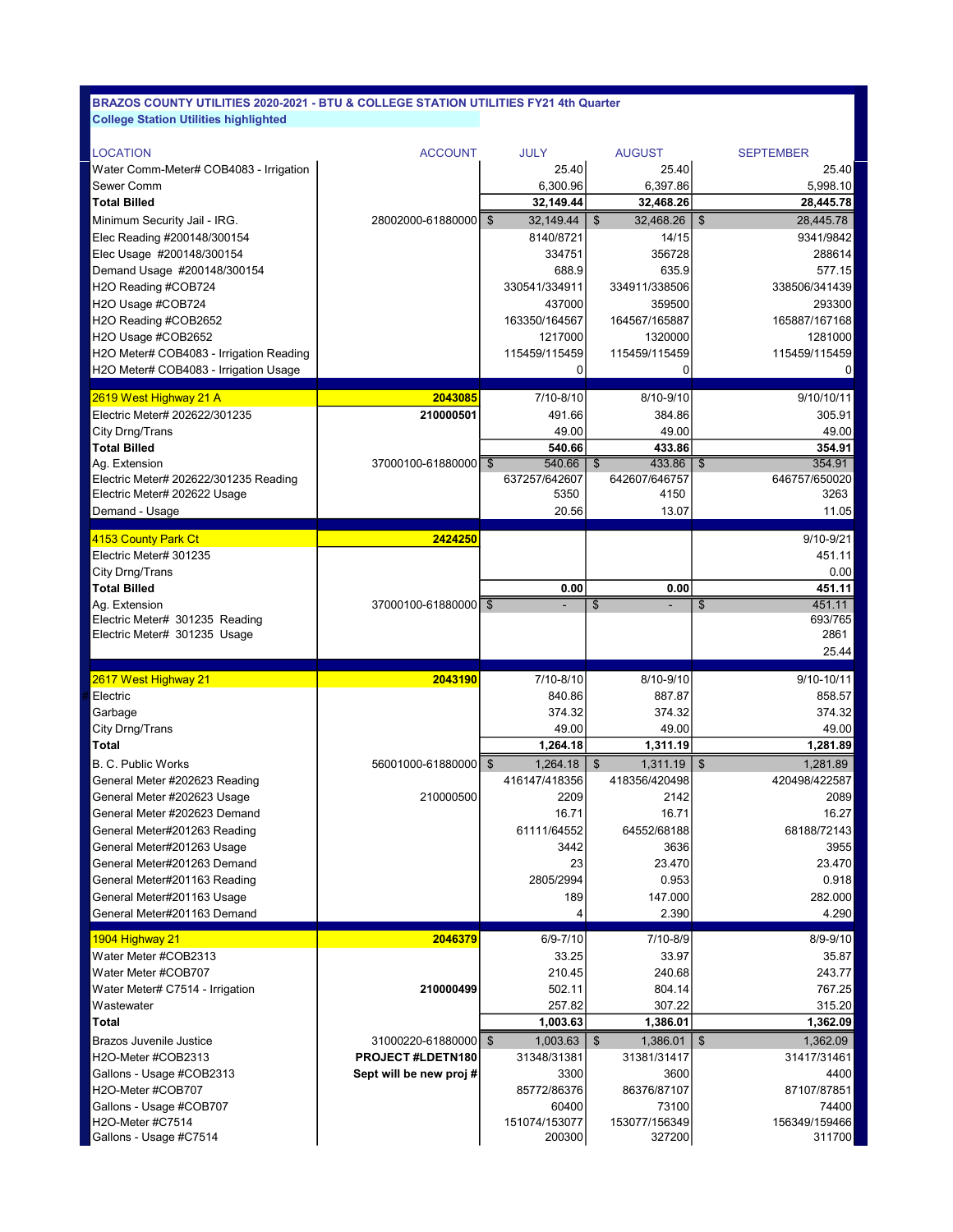**BRAZOS COUNTY UTILITIES 2020-2021 - BTU & COLLEGE STATION UTILITIES FY21 4th Quarter**

**College Station Utilities highlighted**

| LOCATION | ACCOUNT | JULY | AUGUST | SEPTEMBER |
|---|---|---|---|---|
| Water Comm-Meter# COB4083 - Irrigation | | 25.40 | 25.40 | 25.40 |
| Sewer Comm | | 6,300.96 | 6,397.86 | 5,998.10 |
| **Total Billed** | | **32,149.44** | **32,468.26** | **28,445.78** |
| Minimum Security Jail - IRG. | 28002000-61880000 | $ 32,149.44 | $ 32,468.26 | $ 28,445.78 |
| Elec Reading #200148/300154 | | 8140/8721 | 14/15 | 9341/9842 |
| Elec Usage #200148/300154 | | 334751 | 356728 | 288614 |
| Demand Usage #200148/300154 | | 688.9 | 635.9 | 577.15 |
| H2O Reading #COB724 | | 330541/334911 | 334911/338506 | 338506/341439 |
| H2O Usage #COB724 | | 437000 | 359500 | 293300 |
| H2O Reading #COB2652 | | 163350/164567 | 164567/165887 | 165887/167168 |
| H2O Usage #COB2652 | | 1217000 | 1320000 | 1281000 |
| H2O Meter# COB4083 - Irrigation Reading | | 115459/115459 | 115459/115459 | 115459/115459 |
| H2O Meter# COB4083 - Irrigation Usage | | 0 | 0 | 0 |
| 2619 West Highway 21 A | **2043085** | 7/10-8/10 | 8/10-9/10 | 9/10/10/11 |
| Electric Meter# 202622/301235 | **210000501** | 491.66 | 384.86 | 305.91 |
| City Drng/Trans | | 49.00 | 49.00 | 49.00 |
| **Total Billed** | | **540.66** | **433.86** | **354.91** |
| Ag. Extension | 37000100-61880000 | $ 540.66 | $ 433.86 | $ 354.91 |
| Electric Meter# 202622/301235 Reading | | 637257/642607 | 642607/646757 | 646757/650020 |
| Electric Meter# 202622 Usage | | 5350 | 4150 | 3263 |
| Demand - Usage | | 20.56 | 13.07 | 11.05 |
| 4153 County Park Ct | **2424250** | | | 9/10-9/21 |
| Electric Meter# 301235 | | | | 451.11 |
| City Drng/Trans | | | | 0.00 |
| **Total Billed** | | **0.00** | **0.00** | **451.11** |
| Ag. Extension | 37000100-61880000 | $ - | $ - | $ 451.11 |
| Electric Meter# 301235 Reading | | | | 693/765 |
| Electric Meter# 301235 Usage | | | | 2861 |
| | | | | 25.44 |
| 2617 West Highway 21 | **2043190** | 7/10-8/10 | 8/10-9/10 | 9/10-10/11 |
| Electric | | 840.86 | 887.87 | 858.57 |
| Garbage | | 374.32 | 374.32 | 374.32 |
| City Drng/Trans | | 49.00 | 49.00 | 49.00 |
| **Total** | | **1,264.18** | **1,311.19** | **1,281.89** |
| B. C. Public Works | 56001000-61880000 | $ 1,264.18 | $ 1,311.19 | $ 1,281.89 |
| General Meter #202623 Reading | | 416147/418356 | 418356/420498 | 420498/422587 |
| General Meter #202623 Usage | 210000500 | 2209 | 2142 | 2089 |
| General Meter #202623 Demand | | 16.71 | 16.71 | 16.27 |
| General Meter#201263 Reading | | 61111/64552 | 64552/68188 | 68188/72143 |
| General Meter#201263 Usage | | 3442 | 3636 | 3955 |
| General Meter#201263 Demand | | 23 | 23.470 | 23.470 |
| General Meter#201163 Reading | | 2805/2994 | 0.953 | 0.918 |
| General Meter#201163 Usage | | 189 | 147.000 | 282.000 |
| General Meter#201163 Demand | | 4 | 2.390 | 4.290 |
| 1904 Highway 21 | **2046379** | 6/9-7/10 | 7/10-8/9 | 8/9-9/10 |
| Water Meter #COB2313 | | 33.25 | 33.97 | 35.87 |
| Water Meter #COB707 | | 210.45 | 240.68 | 243.77 |
| Water Meter# C7514 - Irrigation | **210000499** | 502.11 | 804.14 | 767.25 |
| Wastewater | | 257.82 | 307.22 | 315.20 |
| **Total** | | **1,003.63** | **1,386.01** | **1,362.09** |
| Brazos Juvenile Justice | 31000220-61880000 | $ 1,003.63 | $ 1,386.01 | $ 1,362.09 |
| H2O-Meter #COB2313 | **PROJECT #LDETN180** | 31348/31381 | 31381/31417 | 31417/31461 |
| Gallons - Usage #COB2313 | **Sept will be new proj #** | 3300 | 3600 | 4400 |
| H2O-Meter #COB707 | | 85772/86376 | 86376/87107 | 87107/87851 |
| Gallons - Usage #COB707 | | 60400 | 73100 | 74400 |
| H2O-Meter #C7514 | | 151074/153077 | 153077/156349 | 156349/159466 |
| Gallons - Usage #C7514 | | 200300 | 327200 | 311700 |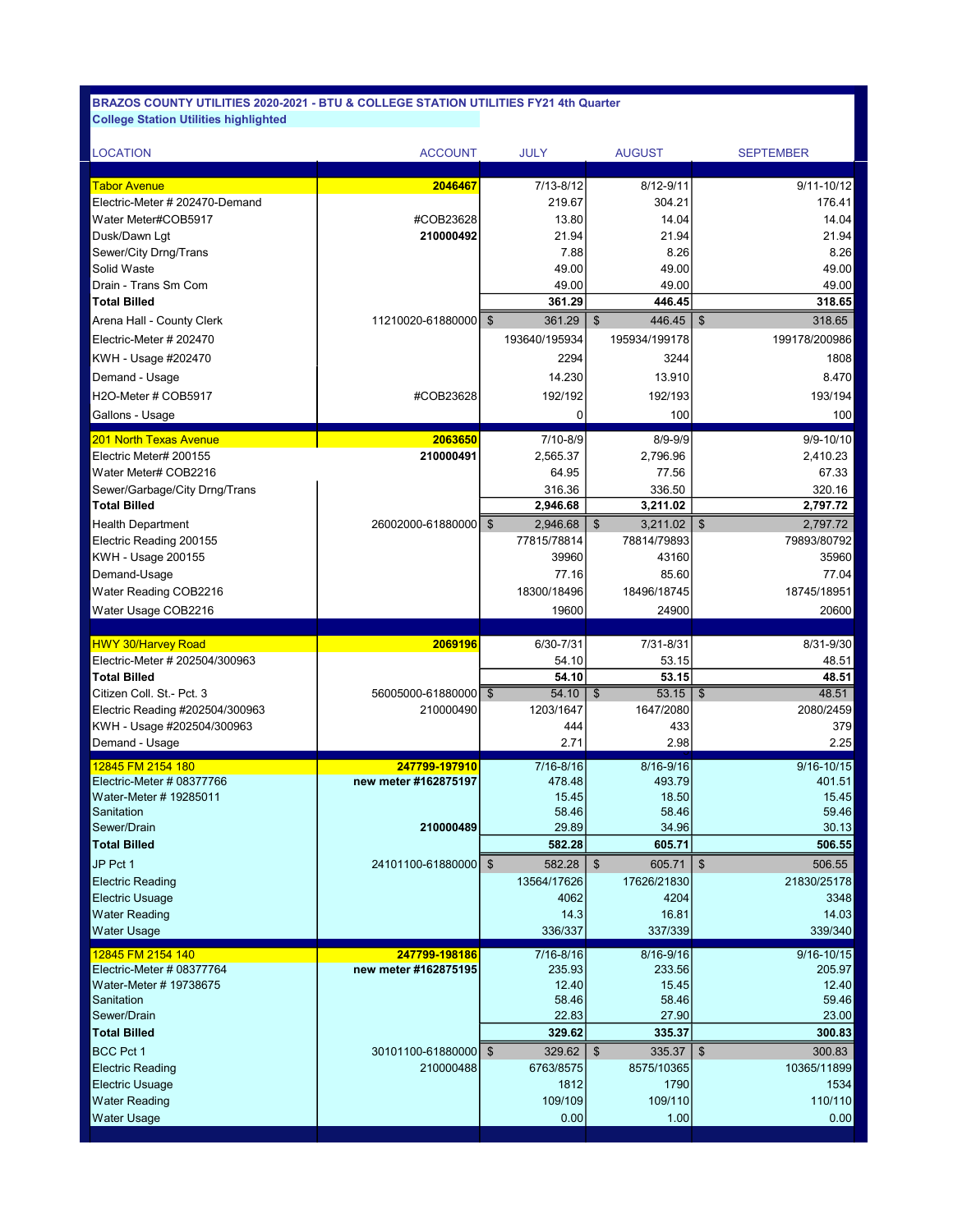**BRAZOS COUNTY UTILITIES 2020-2021 - BTU & COLLEGE STATION UTILITIES FY21 4th Quarter**

**College Station Utilities highlighted**

| LOCATION | ACCOUNT | JULY | AUGUST | SEPTEMBER |
|---|---|---|---|---|
| Tabor Avenue | **2046467** | 7/13-8/12 | 8/12-9/11 | 9/11-10/12 |
| Electric-Meter # 202470-Demand | | 219.67 | 304.21 | 176.41 |
| Water Meter#COB5917 | #COB23628 | 13.80 | 14.04 | 14.04 |
| Dusk/Dawn Lgt | **210000492** | 21.94 | 21.94 | 21.94 |
| Sewer/City Drng/Trans | | 7.88 | 8.26 | 8.26 |
| Solid Waste | | 49.00 | 49.00 | 49.00 |
| Drain - Trans Sm Com | | 49.00 | 49.00 | 49.00 |
| **Total Billed** | | **361.29** | **446.45** | **318.65** |
| Arena Hall - County Clerk | 11210020-61880000 | $ 361.29 | $ 446.45 | $ 318.65 |
| Electric-Meter # 202470 | | 193640/195934 | 195934/199178 | 199178/200986 |
| KWH - Usage #202470 | | 2294 | 3244 | 1808 |
| Demand - Usage | | 14.230 | 13.910 | 8.470 |
| H2O-Meter # COB5917 | #COB23628 | 192/192 | 192/193 | 193/194 |
| Gallons - Usage | | 0 | 100 | 100 |
| 201 North Texas Avenue | **2063650** | 7/10-8/9 | 8/9-9/9 | 9/9-10/10 |
| Electric Meter# 200155 | **210000491** | 2,565.37 | 2,796.96 | 2,410.23 |
| Water Meter# COB2216 | | 64.95 | 77.56 | 67.33 |
| Sewer/Garbage/City Drng/Trans | | 316.36 | 336.50 | 320.16 |
| **Total Billed** | | **2,946.68** | **3,211.02** | **2,797.72** |
| Health Department | 26002000-61880000 | $ 2,946.68 | $ 3,211.02 | $ 2,797.72 |
| Electric Reading 200155 | | 77815/78814 | 78814/79893 | 79893/80792 |
| KWH - Usage 200155 | | 39960 | 43160 | 35960 |
| Demand-Usage | | 77.16 | 85.60 | 77.04 |
| Water Reading COB2216 | | 18300/18496 | 18496/18745 | 18745/18951 |
| Water Usage COB2216 | | 19600 | 24900 | 20600 |
| HWY 30/Harvey Road | **2069196** | 6/30-7/31 | 7/31-8/31 | 8/31-9/30 |
| Electric-Meter # 202504/300963 | | 54.10 | 53.15 | 48.51 |
| **Total Billed** | | **54.10** | **53.15** | **48.51** |
| Citizen Coll. St.- Pct. 3 | 56005000-61880000 | $ 54.10 | $ 53.15 | $ 48.51 |
| Electric Reading #202504/300963 | 210000490 | 1203/1647 | 1647/2080 | 2080/2459 |
| KWH - Usage #202504/300963 | | 444 | 433 | 379 |
| Demand - Usage | | 2.71 | 2.98 | 2.25 |
| 12845 FM 2154 180 | **247799-197910** | 7/16-8/16 | 8/16-9/16 | 9/16-10/15 |
| Electric-Meter # 08377766 | **new meter #162875197** | 478.48 | 493.79 | 401.51 |
| Water-Meter # 19285011 | | 15.45 | 18.50 | 15.45 |
| Sanitation | | 58.46 | 58.46 | 59.46 |
| Sewer/Drain | **210000489** | 29.89 | 34.96 | 30.13 |
| **Total Billed** | | **582.28** | **605.71** | **506.55** |
| JP Pct 1 | 24101100-61880000 | $ 582.28 | $ 605.71 | $ 506.55 |
| Electric Reading | | 13564/17626 | 17626/21830 | 21830/25178 |
| Electric Usage | | 4062 | 4204 | 3348 |
| Water Reading | | 14.3 | 16.81 | 14.03 |
| Water Usage | | 336/337 | 337/339 | 339/340 |
| 12845 FM 2154 140 | **247799-198186** | 7/16-8/16 | 8/16-9/16 | 9/16-10/15 |
| Electric-Meter # 08377764 | **new meter #162875195** | 235.93 | 233.56 | 205.97 |
| Water-Meter # 19738675 | | 12.40 | 15.45 | 12.40 |
| Sanitation | | 58.46 | 58.46 | 59.46 |
| Sewer/Drain | | 22.83 | 27.90 | 23.00 |
| **Total Billed** | | **329.62** | **335.37** | **300.83** |
| BCC Pct 1 | 30101100-61880000 | $ 329.62 | $ 335.37 | $ 300.83 |
| Electric Reading | 210000488 | 6763/8575 | 8575/10365 | 10365/11899 |
| Electric Usage | | 1812 | 1790 | 1534 |
| Water Reading | | 109/109 | 109/110 | 110/110 |
| Water Usage | | 0.00 | 1.00 | 0.00 |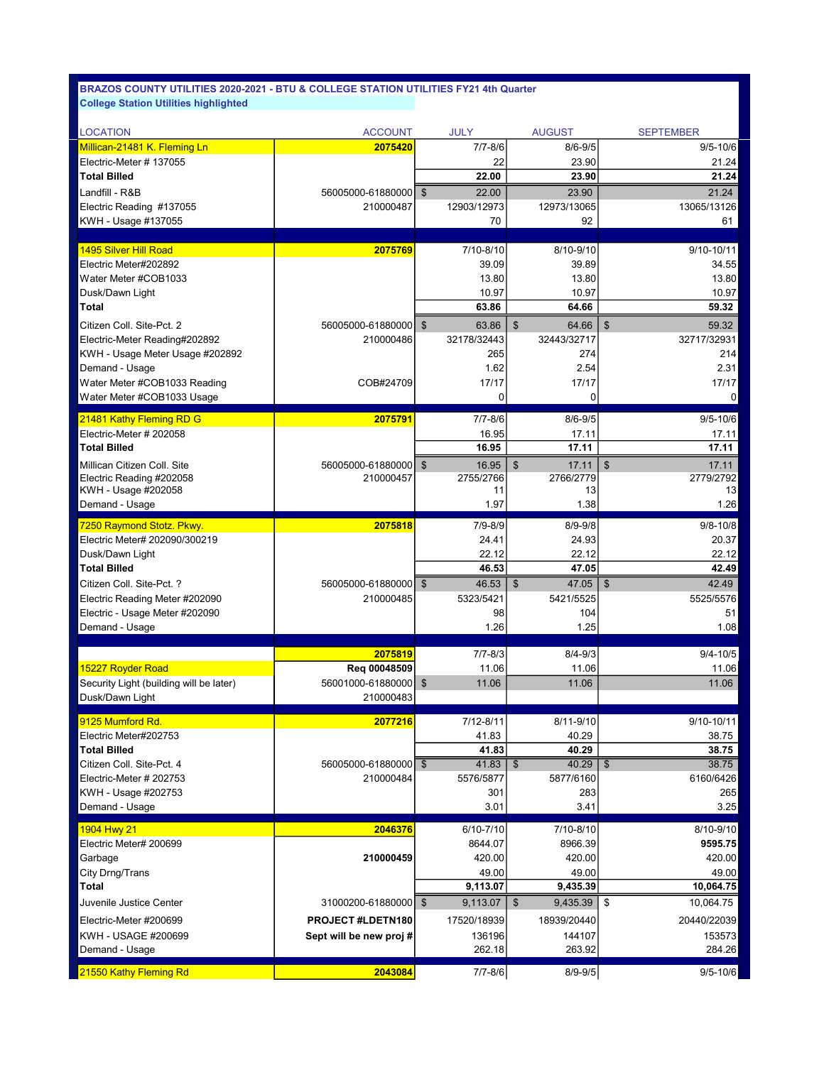**BRAZOS COUNTY UTILITIES 2020-2021 - BTU & COLLEGE STATION UTILITIES FY21 4th Quarter**

**College Station Utilities highlighted**

| LOCATION | ACCOUNT | JULY | AUGUST | SEPTEMBER |
|---|---|---|---|---|
| Millican-21481 K. Fleming Ln | **2075420** | 7/7-8/6 | 8/6-9/5 | 9/5-10/6 |
| Electric-Meter # 137055 | | 22 | 23.90 | 21.24 |
| **Total Billed** | | **22.00** | **23.90** | **21.24** |
| Landfill - R&B | 56005000-61880000 | $ 22.00 | 23.90 | 21.24 |
| Electric Reading #137055 | 210000487 | 12903/12973 | 12973/13065 | 13065/13126 |
| KWH - Usage #137055 | | 70 | 92 | 61 |
| 1495 Silver Hill Road | **2075769** | 7/10-8/10 | 8/10-9/10 | 9/10-10/11 |
| Electric Meter#202892 | | 39.09 | 39.89 | 34.55 |
| Water Meter #COB1033 | | 13.80 | 13.80 | 13.80 |
| Dusk/Dawn Light | | 10.97 | 10.97 | 10.97 |
| **Total** | | **63.86** | **64.66** | **59.32** |
| Citizen Coll. Site-Pct. 2 | 56005000-61880000 | $ 63.86 | $ 64.66 | $ 59.32 |
| Electric-Meter Reading#202892 | 210000486 | 32178/32443 | 32443/32717 | 32717/32931 |
| KWH - Usage Meter Usage #202892 | | 265 | 274 | 214 |
| Demand - Usage | | 1.62 | 2.54 | 2.31 |
| Water Meter #COB1033 Reading | COB#24709 | 17/17 | 17/17 | 17/17 |
| Water Meter #COB1033 Usage | | 0 | 0 | 0 |
| 21481 Kathy Fleming RD G | **2075791** | 7/7-8/6 | 8/6-9/5 | 9/5-10/6 |
| Electric-Meter # 202058 | | 16.95 | 17.11 | 17.11 |
| **Total Billed** | | **16.95** | **17.11** | **17.11** |
| Millican Citizen Coll. Site | 56005000-61880000 | $ 16.95 | $ 17.11 | $ 17.11 |
| Electric Reading #202058 | 210000457 | 2755/2766 | 2766/2779 | 2779/2792 |
| KWH - Usage #202058 | | 11 | 13 | 13 |
| Demand - Usage | | 1.97 | 1.38 | 1.26 |
| 7250 Raymond Stotz. Pkwy. | **2075818** | 7/9-8/9 | 8/9-9/8 | 9/8-10/8 |
| Electric Meter# 202090/300219 | | 24.41 | 24.93 | 20.37 |
| Dusk/Dawn Light | | 22.12 | 22.12 | 22.12 |
| **Total Billed** | | **46.53** | **47.05** | **42.49** |
| Citizen Coll. Site-Pct. ? | 56005000-61880000 | $ 46.53 | $ 47.05 | $ 42.49 |
| Electric Reading Meter #202090 | 210000485 | 5323/5421 | 5421/5525 | 5525/5576 |
| Electric - Usage Meter #202090 | | 98 | 104 | 51 |
| Demand - Usage | | 1.26 | 1.25 | 1.08 |
| | **2075819** | 7/7-8/3 | 8/4-9/3 | 9/4-10/5 |
| 15227 Royder Road | **Req 00048509** | 11.06 | 11.06 | 11.06 |
| Security Light (building will be later) | 56001000-61880000 | $ 11.06 | 11.06 | 11.06 |
| Dusk/Dawn Light | 210000483 | | | |
| 9125 Mumford Rd. | **2077216** | 7/12-8/11 | 8/11-9/10 | 9/10-10/11 |
| Electric Meter#202753 | | 41.83 | 40.29 | 38.75 |
| **Total Billed** | | **41.83** | **40.29** | **38.75** |
| Citizen Coll. Site-Pct. 4 | 56005000-61880000 | $ 41.83 | $ 40.29 | $ 38.75 |
| Electric-Meter # 202753 | 210000484 | 5576/5877 | 5877/6160 | 6160/6426 |
| KWH - Usage #202753 | | 301 | 283 | 265 |
| Demand - Usage | | 3.01 | 3.41 | 3.25 |
| 1904 Hwy 21 | **2046376** | 6/10-7/10 | 7/10-8/10 | 8/10-9/10 |
| Electric Meter# 200699 | | 8644.07 | 8966.39 | **9595.75** |
| Garbage | **210000459** | 420.00 | 420.00 | 420.00 |
| City Drng/Trans | | 49.00 | 49.00 | 49.00 |
| **Total** | | **9,113.07** | **9,435.39** | **10,064.75** |
| Juvenile Justice Center | 31000200-61880000 | $ 9,113.07 | $ 9,435.39 | $ 10,064.75 |
| Electric-Meter #200699 | **PROJECT #LDETN180** | 17520/18939 | 18939/20440 | 20440/22039 |
| KWH - USAGE #200699 | **Sept will be new proj #** | 136196 | 144107 | 153573 |
| Demand - Usage | | 262.18 | 263.92 | 284.26 |
| 21550 Kathy Fleming Rd | **2043084** | 7/7-8/6 | 8/9-9/5 | 9/5-10/6 |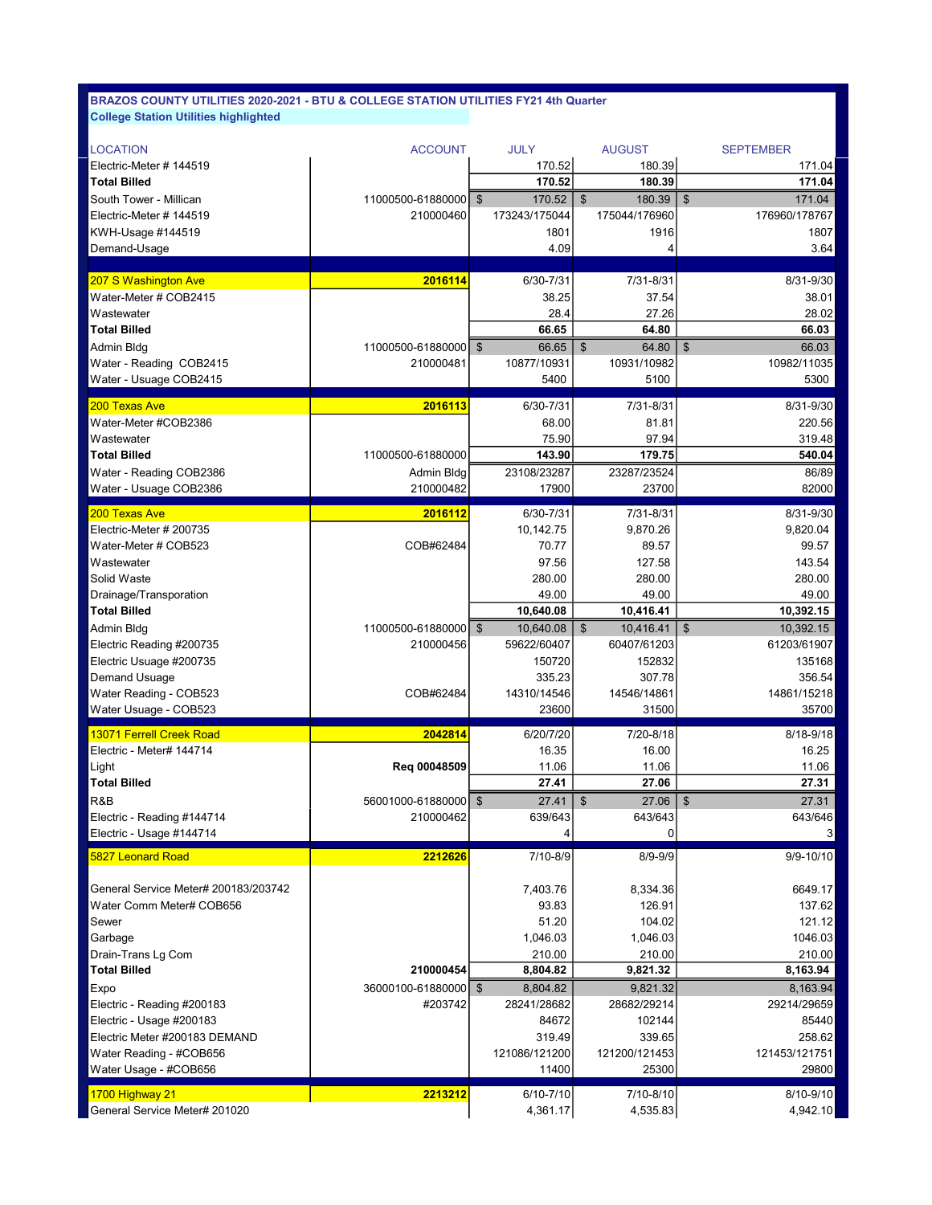**BRAZOS COUNTY UTILITIES 2020-2021 - BTU & COLLEGE STATION UTILITIES FY21 4th Quarter**

**College Station Utilities highlighted**

| LOCATION | ACCOUNT | JULY | AUGUST | SEPTEMBER |
|---|---|---|---|---|
| Electric-Meter # 144519 | | 170.52 | 180.39 | 171.04 |
| **Total Billed** | | **170.52** | **180.39** | **171.04** |
| South Tower - Millican | 11000500-61880000 | $ 170.52 | $ 180.39 | $ 171.04 |
| Electric-Meter # 144519 | 210000460 | 173243/175044 | 175044/176960 | 176960/178767 |
| KWH-Usage #144519 | | 1801 | 1916 | 1807 |
| Demand-Usage | | 4.09 | 4 | 3.64 |
| | | | | |
| 207 S Washington Ave | **2016114** | 6/30-7/31 | 7/31-8/31 | 8/31-9/30 |
| Water-Meter # COB2415 | | 38.25 | 37.54 | 38.01 |
| Wastewater | | 28.4 | 27.26 | 28.02 |
| **Total Billed** | | **66.65** | **64.80** | **66.03** |
| Admin Bldg | 11000500-61880000 | $ 66.65 | $ 64.80 | $ 66.03 |
| Water - Reading COB2415 | 210000481 | 10877/10931 | 10931/10982 | 10982/11035 |
| Water - Usage COB2415 | | 5400 | 5100 | 5300 |
| | | | | |
| 200 Texas Ave | **2016113** | 6/30-7/31 | 7/31-8/31 | 8/31-9/30 |
| Water-Meter #COB2386 | | 68.00 | 81.81 | 220.56 |
| Wastewater | | 75.90 | 97.94 | 319.48 |
| **Total Billed** | 11000500-61880000 | **143.90** | **179.75** | **540.04** |
| Water - Reading COB2386 | Admin Bldg | 23108/23287 | 23287/23524 | 86/89 |
| Water - Usage COB2386 | 210000482 | 17900 | 23700 | 82000 |
| | | | | |
| 200 Texas Ave | **2016112** | 6/30-7/31 | 7/31-8/31 | 8/31-9/30 |
| Electric-Meter # 200735 | | 10,142.75 | 9,870.26 | 9,820.04 |
| Water-Meter # COB523 | COB#62484 | 70.77 | 89.57 | 99.57 |
| Wastewater | | 97.56 | 127.58 | 143.54 |
| Solid Waste | | 280.00 | 280.00 | 280.00 |
| Drainage/Transporation | | 49.00 | 49.00 | 49.00 |
| **Total Billed** | | **10,640.08** | **10,416.41** | **10,392.15** |
| Admin Bldg | 11000500-61880000 | $ 10,640.08 | $ 10,416.41 | $ 10,392.15 |
| Electric Reading #200735 | 210000456 | 59622/60407 | 60407/61203 | 61203/61907 |
| Electric Usuage #200735 | | 150720 | 152832 | 135168 |
| Demand Usuage | | 335.23 | 307.78 | 356.54 |
| Water Reading - COB523 | COB#62484 | 14310/14546 | 14546/14861 | 14861/15218 |
| Water Usuage - COB523 | | 23600 | 31500 | 35700 |
| | | | | |
| 13071 Ferrell Creek Road | **2042814** | 6/20/7/20 | 7/20-8/18 | 8/18-9/18 |
| Electric - Meter# 144714 | | 16.35 | 16.00 | 16.25 |
| Light | **Req 00048509** | 11.06 | 11.06 | 11.06 |
| **Total Billed** | | **27.41** | **27.06** | **27.31** |
| R&B | 56001000-61880000 | $ 27.41 | $ 27.06 | $ 27.31 |
| Electric - Reading #144714 | 210000462 | 639/643 | 643/643 | 643/646 |
| Electric - Usage #144714 | | 4 | 0 | 3 |
| | | | | |
| 5827 Leonard Road | **2212626** | 7/10-8/9 | 8/9-9/9 | 9/9-10/10 |
| | | | | |
| General Service Meter# 200183/203742 | | 7,403.76 | 8,334.36 | 6649.17 |
| Water Comm Meter# COB656 | | 93.83 | 126.91 | 137.62 |
| Sewer | | 51.20 | 104.02 | 121.12 |
| Garbage | | 1,046.03 | 1,046.03 | 1046.03 |
| Drain-Trans Lg Com | | 210.00 | 210.00 | 210.00 |
| **Total Billed** | **210000454** | **8,804.82** | **9,821.32** | **8,163.94** |
| Expo | 36000100-61880000 | $ 8,804.82 | 9,821.32 | 8,163.94 |
| Electric - Reading #200183 | #203742 | 28241/28682 | 28682/29214 | 29214/29659 |
| Electric - Usage #200183 | | 84672 | 102144 | 85440 |
| Electric Meter #200183 DEMAND | | 319.49 | 339.65 | 258.62 |
| Water Reading - #COB656 | | 121086/121200 | 121200/121453 | 121453/121751 |
| Water Usage - #COB656 | | 11400 | 25300 | 29800 |
| | | | | |
| 1700 Highway 21 | **2213212** | 6/10-7/10 | 7/10-8/10 | 8/10-9/10 |
| General Service Meter# 201020 | | 4,361.17 | 4,535.83 | 4,942.10 |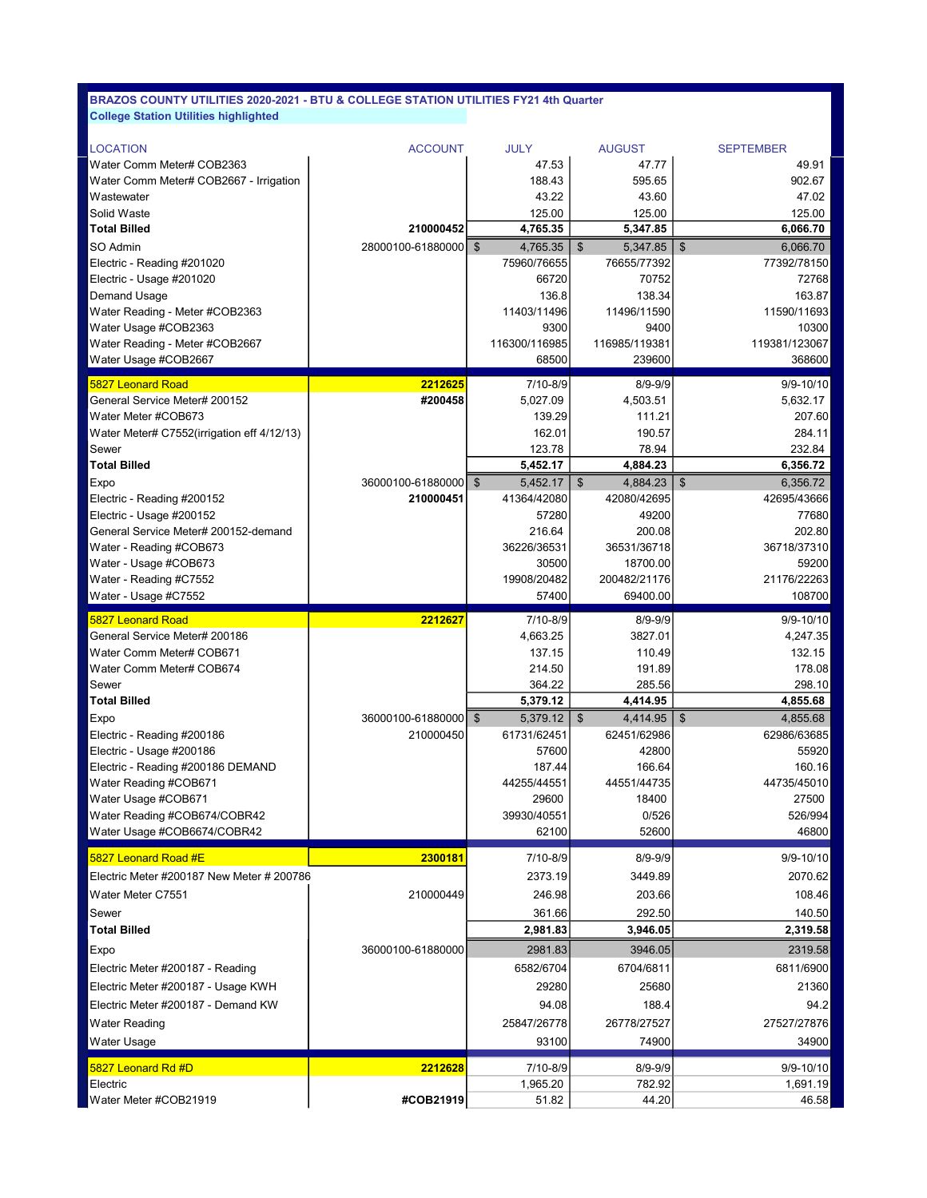**BRAZOS COUNTY UTILITIES 2020-2021 - BTU & COLLEGE STATION UTILITIES FY21 4th Quarter**

**College Station Utilities highlighted**

| LOCATION | ACCOUNT | JULY | AUGUST | SEPTEMBER |
|---|---|---|---|---|
| Water Comm Meter# COB2363 | | 47.53 | 47.77 | 49.91 |
| Water Comm Meter# COB2667 - Irrigation | | 188.43 | 595.65 | 902.67 |
| Wastewater | | 43.22 | 43.60 | 47.02 |
| Solid Waste | | 125.00 | 125.00 | 125.00 |
| **Total Billed** | **210000452** | **4,765.35** | **5,347.85** | **6,066.70** |
| SO Admin | 28000100-61880000 | $ 4,765.35 | $ 5,347.85 | $ 6,066.70 |
| Electric - Reading #201020 | | 75960/76655 | 76655/77392 | 77392/78150 |
| Electric - Usage #201020 | | 66720 | 70752 | 72768 |
| Demand Usage | | 136.8 | 138.34 | 163.87 |
| Water Reading - Meter #COB2363 | | 11403/11496 | 11496/11590 | 11590/11693 |
| Water Usage #COB2363 | | 9300 | 9400 | 10300 |
| Water Reading - Meter #COB2667 | | 116300/116985 | 116985/119381 | 119381/123067 |
| Water Usage #COB2667 | | 68500 | 239600 | 368600 |
| 5827 Leonard Road | **2212625** | 7/10-8/9 | 8/9-9/9 | 9/9-10/10 |
| General Service Meter# 200152 | **#200458** | 5,027.09 | 4,503.51 | 5,632.17 |
| Water Meter #COB673 | | 139.29 | 111.21 | 207.60 |
| Water Meter# C7552(irrigation eff 4/12/13) | | 162.01 | 190.57 | 284.11 |
| Sewer | | 123.78 | 78.94 | 232.84 |
| **Total Billed** | | **5,452.17** | **4,884.23** | **6,356.72** |
| Expo | 36000100-61880000 | $ 5,452.17 | $ 4,884.23 | $ 6,356.72 |
| Electric - Reading #200152 | **210000451** | 41364/42080 | 42080/42695 | 42695/43666 |
| Electric - Usage #200152 | | 57280 | 49200 | 77680 |
| General Service Meter# 200152-demand | | 216.64 | 200.08 | 202.80 |
| Water - Reading #COB673 | | 36226/36531 | 36531/36718 | 36718/37310 |
| Water - Usage #COB673 | | 30500 | 18700.00 | 59200 |
| Water - Reading #C7552 | | 19908/20482 | 200482/21176 | 21176/22263 |
| Water - Usage #C7552 | | 57400 | 69400.00 | 108700 |
| 5827 Leonard Road | **2212627** | 7/10-8/9 | 8/9-9/9 | 9/9-10/10 |
| General Service Meter# 200186 | | 4,663.25 | 3827.01 | 4,247.35 |
| Water Comm Meter# COB671 | | 137.15 | 110.49 | 132.15 |
| Water Comm Meter# COB674 | | 214.50 | 191.89 | 178.08 |
| Sewer | | 364.22 | 285.56 | 298.10 |
| **Total Billed** | | **5,379.12** | **4,414.95** | **4,855.68** |
| Expo | 36000100-61880000 | $ 5,379.12 | $ 4,414.95 | $ 4,855.68 |
| Electric - Reading #200186 | 210000450 | 61731/62451 | 62451/62986 | 62986/63685 |
| Electric - Usage #200186 | | 57600 | 42800 | 55920 |
| Electric - Reading #200186 DEMAND | | 187.44 | 166.64 | 160.16 |
| Water Reading #COB671 | | 44255/44551 | 44551/44735 | 44735/45010 |
| Water Usage #COB671 | | 29600 | 18400 | 27500 |
| Water Reading #COB674/COBR42 | | 39930/40551 | 0/526 | 526/994 |
| Water Usage #COB6674/COBR42 | | 62100 | 52600 | 46800 |
| 5827 Leonard Road #E | **2300181** | 7/10-8/9 | 8/9-9/9 | 9/9-10/10 |
| Electric Meter #200187 New Meter # 200786 | | 2373.19 | 3449.89 | 2070.62 |
| Water Meter C7551 | 210000449 | 246.98 | 203.66 | 108.46 |
| Sewer | | 361.66 | 292.50 | 140.50 |
| **Total Billed** | | **2,981.83** | **3,946.05** | **2,319.58** |
| Expo | 36000100-61880000 | 2981.83 | 3946.05 | 2319.58 |
| Electric Meter #200187 - Reading | | 6582/6704 | 6704/6811 | 6811/6900 |
| Electric Meter #200187 - Usage KWH | | 29280 | 25680 | 21360 |
| Electric Meter #200187 - Demand KW | | 94.08 | 188.4 | 94.2 |
| Water Reading | | 25847/26778 | 26778/27527 | 27527/27876 |
| Water Usage | | 93100 | 74900 | 34900 |
| 5827 Leonard Rd #D | **2212628** | 7/10-8/9 | 8/9-9/9 | 9/9-10/10 |
| Electric | | 1,965.20 | 782.92 | 1,691.19 |
| Water Meter #COB21919 | **#COB21919** | 51.82 | 44.20 | 46.58 |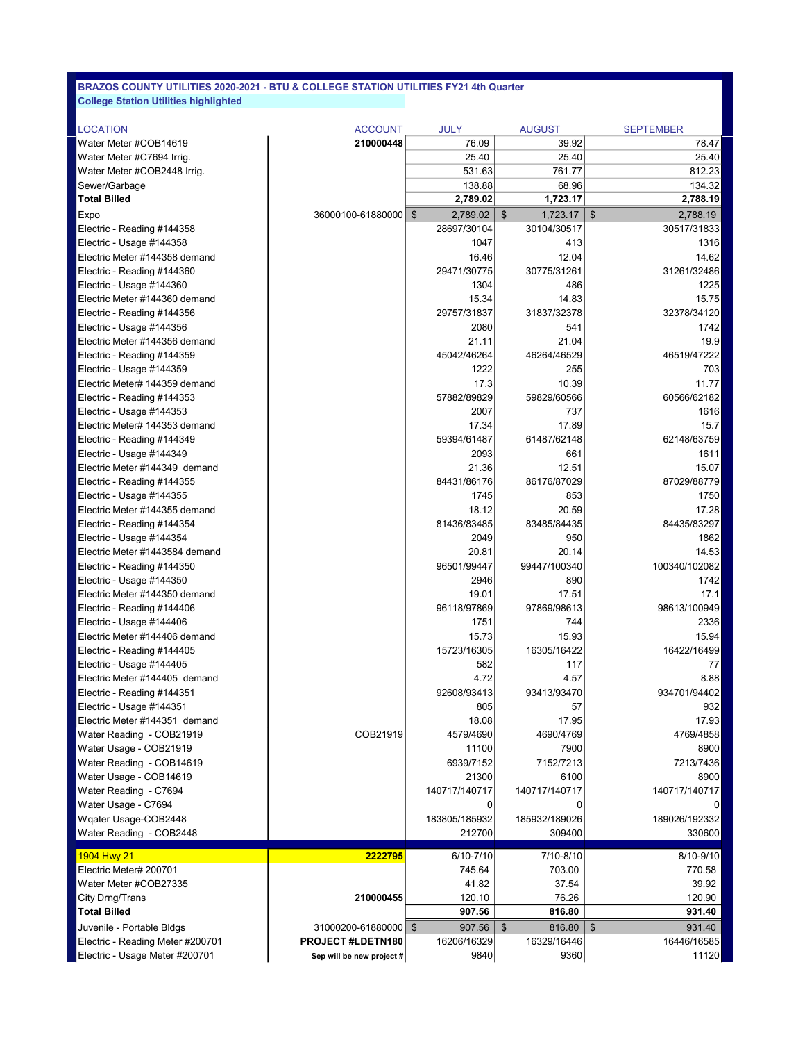**BRAZOS COUNTY UTILITIES 2020-2021 - BTU & COLLEGE STATION UTILITIES FY21 4th Quarter**

**College Station Utilities highlighted**

| LOCATION | ACCOUNT | JULY | AUGUST | SEPTEMBER |
|---|---|---|---|---|
| Water Meter #COB14619 | **210000448** | 76.09 | 39.92 | 78.47 |
| Water Meter #C7694 Irrig. | | 25.40 | 25.40 | 25.40 |
| Water Meter #COB2448 Irrig. | | 531.63 | 761.77 | 812.23 |
| Sewer/Garbage | | 138.88 | 68.96 | 134.32 |
| **Total Billed** | | **2,789.02** | **1,723.17** | **2,788.19** |
| Expo | 36000100-61880000 | $ 2,789.02 | $ 1,723.17 | $ 2,788.19 |
| Electric - Reading #144358 | | 28697/30104 | 30104/30517 | 30517/31833 |
| Electric - Usage #144358 | | 1047 | 413 | 1316 |
| Electric Meter #144358 demand | | 16.46 | 12.04 | 14.62 |
| Electric - Reading #144360 | | 29471/30775 | 30775/31261 | 31261/32486 |
| Electric - Usage #144360 | | 1304 | 486 | 1225 |
| Electric Meter #144360 demand | | 15.34 | 14.83 | 15.75 |
| Electric - Reading #144356 | | 29757/31837 | 31837/32378 | 32378/34120 |
| Electric - Usage #144356 | | 2080 | 541 | 1742 |
| Electric Meter #144356 demand | | 21.11 | 21.04 | 19.9 |
| Electric - Reading #144359 | | 45042/46264 | 46264/46529 | 46519/47222 |
| Electric - Usage #144359 | | 1222 | 255 | 703 |
| Electric Meter# 144359 demand | | 17.3 | 10.39 | 11.77 |
| Electric - Reading #144353 | | 57882/89829 | 59829/60566 | 60566/62182 |
| Electric - Usage #144353 | | 2007 | 737 | 1616 |
| Electric Meter# 144353 demand | | 17.34 | 17.89 | 15.7 |
| Electric - Reading #144349 | | 59394/61487 | 61487/62148 | 62148/63759 |
| Electric - Usage #144349 | | 2093 | 661 | 1611 |
| Electric Meter #144349 demand | | 21.36 | 12.51 | 15.07 |
| Electric - Reading #144355 | | 84431/86176 | 86176/87029 | 87029/88779 |
| Electric - Usage #144355 | | 1745 | 853 | 1750 |
| Electric Meter #144355 demand | | 18.12 | 20.59 | 17.28 |
| Electric - Reading #144354 | | 81436/83485 | 83485/84435 | 84435/83297 |
| Electric - Usage #144354 | | 2049 | 950 | 1862 |
| Electric Meter #1443584 demand | | 20.81 | 20.14 | 14.53 |
| Electric - Reading #144350 | | 96501/99447 | 99447/100340 | 100340/102082 |
| Electric - Usage #144350 | | 2946 | 890 | 1742 |
| Electric Meter #144350 demand | | 19.01 | 17.51 | 17.1 |
| Electric - Reading #144406 | | 96118/97869 | 97869/98613 | 98613/100949 |
| Electric - Usage #144406 | | 1751 | 744 | 2336 |
| Electric Meter #144406 demand | | 15.73 | 15.93 | 15.94 |
| Electric - Reading #144405 | | 15723/16305 | 16305/16422 | 16422/16499 |
| Electric - Usage #144405 | | 582 | 117 | 77 |
| Electric Meter #144405 demand | | 4.72 | 4.57 | 8.88 |
| Electric - Reading #144351 | | 92608/93413 | 93413/93470 | 934701/94402 |
| Electric - Usage #144351 | | 805 | 57 | 932 |
| Electric Meter #144351 demand | | 18.08 | 17.95 | 17.93 |
| Water Reading - COB21919 | COB21919 | 4579/4690 | 4690/4769 | 4769/4858 |
| Water Usage - COB21919 | | 11100 | 7900 | 8900 |
| Water Reading - COB14619 | | 6939/7152 | 7152/7213 | 7213/7436 |
| Water Usage - COB14619 | | 21300 | 6100 | 8900 |
| Water Reading - C7694 | | 140717/140717 | 140717/140717 | 140717/140717 |
| Water Usage - C7694 | | 0 | 0 | 0 |
| Wqater Usage-COB2448 | | 183805/185932 | 185932/189026 | 189026/192332 |
| Water Reading - COB2448 | | 212700 | 309400 | 330600 |
| 1904 Hwy 21 | **2222795** | 6/10-7/10 | 7/10-8/10 | 8/10-9/10 |
| Electric Meter# 200701 | | 745.64 | 703.00 | 770.58 |
| Water Meter #COB27335 | | 41.82 | 37.54 | 39.92 |
| City Drng/Trans | **210000455** | 120.10 | 76.26 | 120.90 |
| **Total Billed** | | **907.56** | **816.80** | **931.40** |
| Juvenile - Portable Bldgs | 31000200-61880000 | $ 907.56 | $ 816.80 | $ 931.40 |
| Electric - Reading Meter #200701 | **PROJECT #LDETN180** | 16206/16329 | 16329/16446 | 16446/16585 |
| Electric - Usage Meter #200701 | **Sep will be new project #** | 9840 | 9360 | 11120 |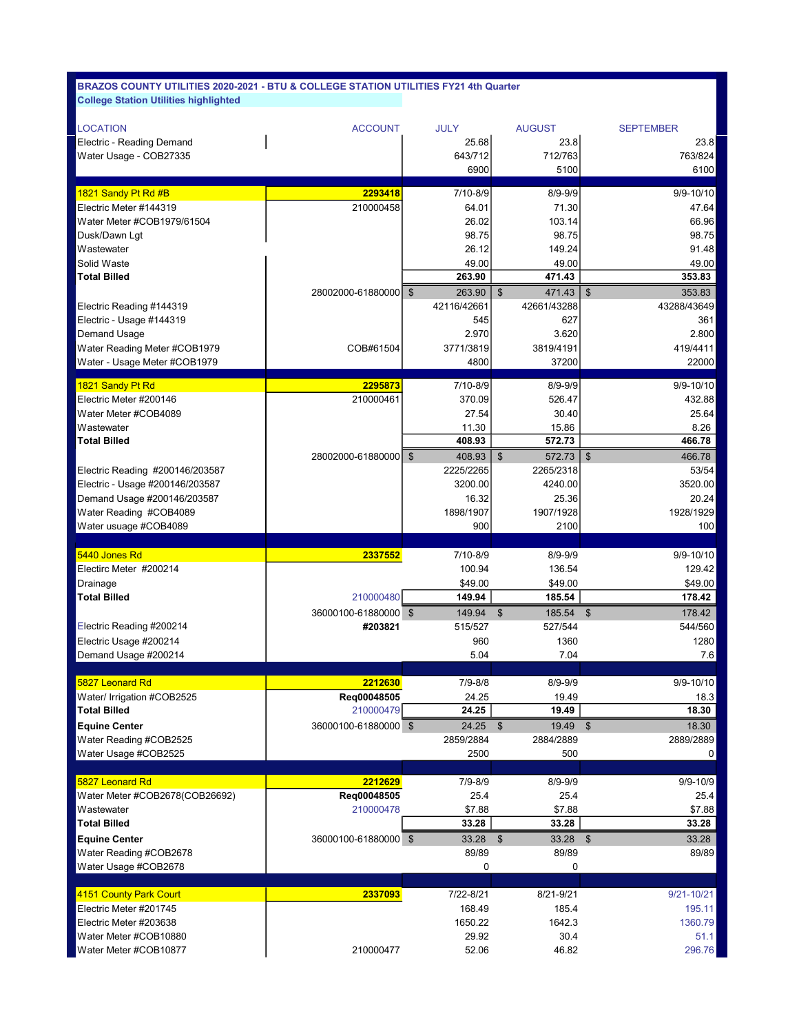**BRAZOS COUNTY UTILITIES 2020-2021 - BTU & COLLEGE STATION UTILITIES FY21 4th Quarter**

**College Station Utilities highlighted**

| LOCATION | ACCOUNT | JULY | | AUGUST | | SEPTEMBER |
|---|---|---|---|---|---|---|
| Electric - Reading Demand | | 25.68 | | 23.8 | | 23.8 |
| Water Usage - COB27335 | | 643/712 | | 712/763 | | 763/824 |
| | | 6900 | | 5100 | | 6100 |
| 1821 Sandy Pt Rd #B | **2293418** | 7/10-8/9 | | 8/9-9/9 | | 9/9-10/10 |
| Electric Meter #144319 | 210000458 | 64.01 | | 71.30 | | 47.64 |
| Water Meter #COB1979/61504 | | 26.02 | | 103.14 | | 66.96 |
| Dusk/Dawn Lgt | | 98.75 | | 98.75 | | 98.75 |
| Wastewater | | 26.12 | | 149.24 | | 91.48 |
| Solid Waste | | 49.00 | | 49.00 | | 49.00 |
| **Total Billed** | | **263.90** | | **471.43** | | **353.83** |
| | 28002000-61880000 | $ 263.90 | | $ 471.43 | | $ 353.83 |
| Electric Reading #144319 | | 42116/42661 | | 42661/43288 | | 43288/43649 |
| Electric - Usage #144319 | | 545 | | 627 | | 361 |
| Demand Usage | | 2.970 | | 3.620 | | 2.800 |
| Water Reading Meter #COB1979 | COB#61504 | 3771/3819 | | 3819/4191 | | 419/4411 |
| Water - Usage Meter #COB1979 | | 4800 | | 37200 | | 22000 |
| 1821 Sandy Pt Rd | **2295873** | 7/10-8/9 | | 8/9-9/9 | | 9/9-10/10 |
| Electric Meter #200146 | 210000461 | 370.09 | | 526.47 | | 432.88 |
| Water Meter #COB4089 | | 27.54 | | 30.40 | | 25.64 |
| Wastewater | | 11.30 | | 15.86 | | 8.26 |
| **Total Billed** | | **408.93** | | **572.73** | | **466.78** |
| | 28002000-61880000 | $ 408.93 | | $ 572.73 | | $ 466.78 |
| Electric Reading #200146/203587 | | 2225/2265 | | 2265/2318 | | 53/54 |
| Electric - Usage #200146/203587 | | 3200.00 | | 4240.00 | | 3520.00 |
| Demand Usage #200146/203587 | | 16.32 | | 25.36 | | 20.24 |
| Water Reading #COB4089 | | 1898/1907 | | 1907/1928 | | 1928/1929 |
| Water usuage #COB4089 | | 900 | | 2100 | | 100 |
| 5440 Jones Rd | **2337552** | 7/10-8/9 | | 8/9-9/9 | | 9/9-10/10 |
| Electric Meter #200214 | | 100.94 | | 136.54 | | 129.42 |
| Drainage | | $49.00 | | $49.00 | | $49.00 |
| **Total Billed** | 210000480 | **149.94** | | **185.54** | | **178.42** |
| | 36000100-61880000 | $ 149.94 | | $ 185.54 | | $ 178.42 |
| Electric Reading #200214 | **#203821** | 515/527 | | 527/544 | | 544/560 |
| Electric Usage #200214 | | 960 | | 1360 | | 1280 |
| Demand Usage #200214 | | 5.04 | | 7.04 | | 7.6 |
| 5827 Leonard Rd | **2212630** | 7/9-8/8 | | 8/9-9/9 | | 9/9-10/10 |
| Water/ Irrigation #COB2525 | **Req00048505** | 24.25 | | 19.49 | | 18.3 |
| **Total Billed** | 210000479 | **24.25** | | **19.49** | | **18.30** |
| **Equine Center** | 36000100-61880000 | $ 24.25 | | $ 19.49 | | $ 18.30 |
| Water Reading #COB2525 | | 2859/2884 | | 2884/2889 | | 2889/2889 |
| Water Usage #COB2525 | | 2500 | | 500 | | 0 |
| 5827 Leonard Rd | **2212629** | 7/9-8/9 | | 8/9-9/9 | | 9/9-10/9 |
| Water Meter #COB2678(COB26692) | **Req00048505** | 25.4 | | 25.4 | | 25.4 |
| Wastewater | 210000478 | $7.88 | | $7.88 | | $7.88 |
| **Total Billed** | | **33.28** | | **33.28** | | **33.28** |
| **Equine Center** | 36000100-61880000 | $ 33.28 | | $ 33.28 | | $ 33.28 |
| Water Reading #COB2678 | | 89/89 | | 89/89 | | 89/89 |
| Water Usage #COB2678 | | 0 | | 0 | | |
| 4151 County Park Court | **2337093** | 7/22-8/21 | | 8/21-9/21 | | 9/21-10/21 |
| Electric Meter #201745 | | 168.49 | | 185.4 | | 195.11 |
| Electric Meter #203638 | | 1650.22 | | 1642.3 | | 1360.79 |
| Water Meter #COB10880 | | 29.92 | | 30.4 | | 51.1 |
| Water Meter #COB10877 | 210000477 | 52.06 | | 46.82 | | 296.76 |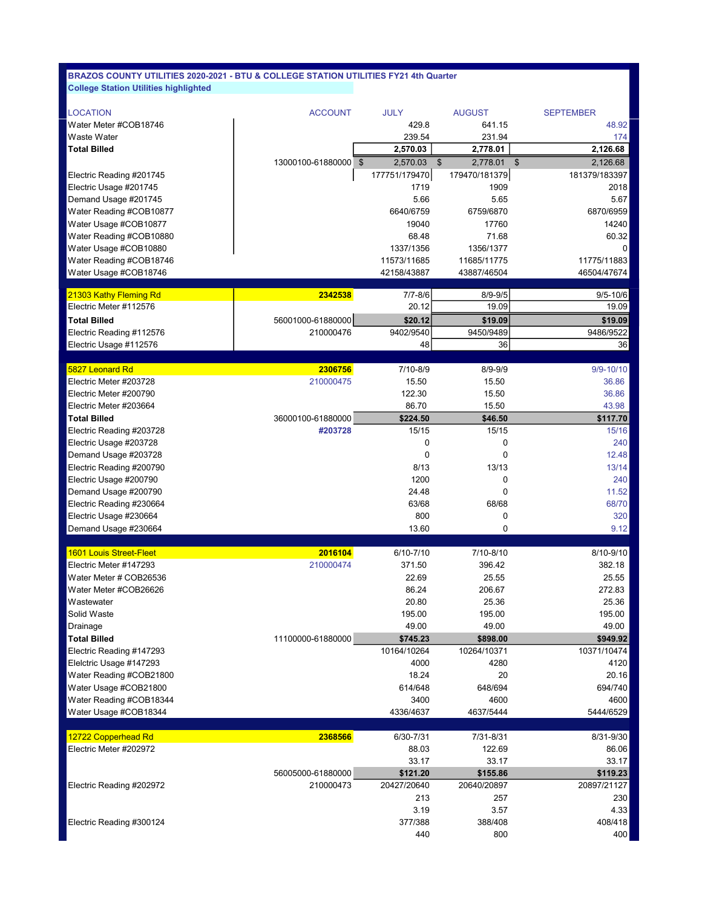**BRAZOS COUNTY UTILITIES 2020-2021 - BTU & COLLEGE STATION UTILITIES FY21 4th Quarter**

**College Station Utilities highlighted**

| LOCATION | ACCOUNT | JULY | AUGUST | SEPTEMBER |
|---|---|---|---|---|
| Water Meter #COB18746 | | 429.8 | 641.15 | 48.92 |
| Waste Water | | 239.54 | 231.94 | 174 |
| **Total Billed** | | **2,570.03** | **2,778.01** | **2,126.68** |
| | 13000100-61880000 | $ 2,570.03 | $ 2,778.01 | $ 2,126.68 |
| Electric Reading #201745 | | 177751/179470 | 179470/181379 | 181379/183397 |
| Electric Usage #201745 | | 1719 | 1909 | 2018 |
| Demand Usage #201745 | | 5.66 | 5.65 | 5.67 |
| Water Reading #COB10877 | | 6640/6759 | 6759/6870 | 6870/6959 |
| Water Usage #COB10877 | | 19040 | 17760 | 14240 |
| Water Reading #COB10880 | | 68.48 | 71.68 | 60.32 |
| Water Usage #COB10880 | | 1337/1356 | 1356/1377 | 0 |
| Water Reading #COB18746 | | 11573/11685 | 11685/11775 | 11775/11883 |
| Water Usage #COB18746 | | 42158/43887 | 43887/46504 | 46504/47674 |
| | | | | |
| 21303 Kathy Fleming Rd | **2342538** | 7/7-8/6 | 8/9-9/5 | 9/5-10/6 |
| Electric Meter #112576 | | 20.12 | 19.09 | 19.09 |
| **Total Billed** | 56001000-61880000 | **$20.12** | **$19.09** | **$19.09** |
| Electric Reading #112576 | 210000476 | 9402/9540 | 9450/9489 | 9486/9522 |
| Electric Usage #112576 | | 48 | 36 | 36 |
| | | | | |
| 5827 Leonard Rd | **2306756** | 7/10-8/9 | 8/9-9/9 | 9/9-10/10 |
| Electric Meter #203728 | 210000475 | 15.50 | 15.50 | 36.86 |
| Electric Meter #200790 | | 122.30 | 15.50 | 36.86 |
| Electric Meter #203664 | | 86.70 | 15.50 | 43.98 |
| **Total Billed** | 36000100-61880000 | **$224.50** | **$46.50** | **$117.70** |
| Electric Reading #203728 | **#203728** | 15/15 | 15/15 | 15/16 |
| Electric Usage #203728 | | 0 | 0 | 240 |
| Demand Usage #203728 | | 0 | 0 | 12.48 |
| Electric Reading #200790 | | 8/13 | 13/13 | 13/14 |
| Electric Usage #200790 | | 1200 | 0 | 240 |
| Demand Usage #200790 | | 24.48 | 0 | 11.52 |
| Electric Reading #230664 | | 63/68 | 68/68 | 68/70 |
| Electric Usage #230664 | | 800 | 0 | 320 |
| Demand Usage #230664 | | 13.60 | 0 | 9.12 |
| | | | | |
| 1601 Louis Street-Fleet | **2016104** | 6/10-7/10 | 7/10-8/10 | 8/10-9/10 |
| Electric Meter #147293 | 210000474 | 371.50 | 396.42 | 382.18 |
| Water Meter # COB26536 | | 22.69 | 25.55 | 25.55 |
| Water Meter #COB26626 | | 86.24 | 206.67 | 272.83 |
| Wastewater | | 20.80 | 25.36 | 25.36 |
| Solid Waste | | 195.00 | 195.00 | 195.00 |
| Drainage | | 49.00 | 49.00 | 49.00 |
| **Total Billed** | 11100000-61880000 | **$745.23** | **$898.00** | **$949.92** |
| Electric Reading #147293 | | 10164/10264 | 10264/10371 | 10371/10474 |
| Elelctric Usage #147293 | | 4000 | 4280 | 4120 |
| Water Reading #COB21800 | | 18.24 | 20 | 20.16 |
| Water Usage #COB21800 | | 614/648 | 648/694 | 694/740 |
| Water Reading #COB18344 | | 3400 | 4600 | 4600 |
| Water Usage #COB18344 | | 4336/4637 | 4637/5444 | 5444/6529 |
| | | | | |
| 12722 Copperhead Rd | **2368566** | 6/30-7/31 | 7/31-8/31 | 8/31-9/30 |
| Electric Meter #202972 | | 88.03 | 122.69 | 86.06 |
| | | 33.17 | 33.17 | 33.17 |
| | 56005000-61880000 | **$121.20** | **$155.86** | **$119.23** |
| Electric Reading #202972 | 210000473 | 20427/20640 | 20640/20897 | 20897/21127 |
| | | 213 | 257 | 230 |
| | | 3.19 | 3.57 | 4.33 |
| Electric Reading #300124 | | 377/388 | 388/408 | 408/418 |
| | | 440 | 800 | 400 |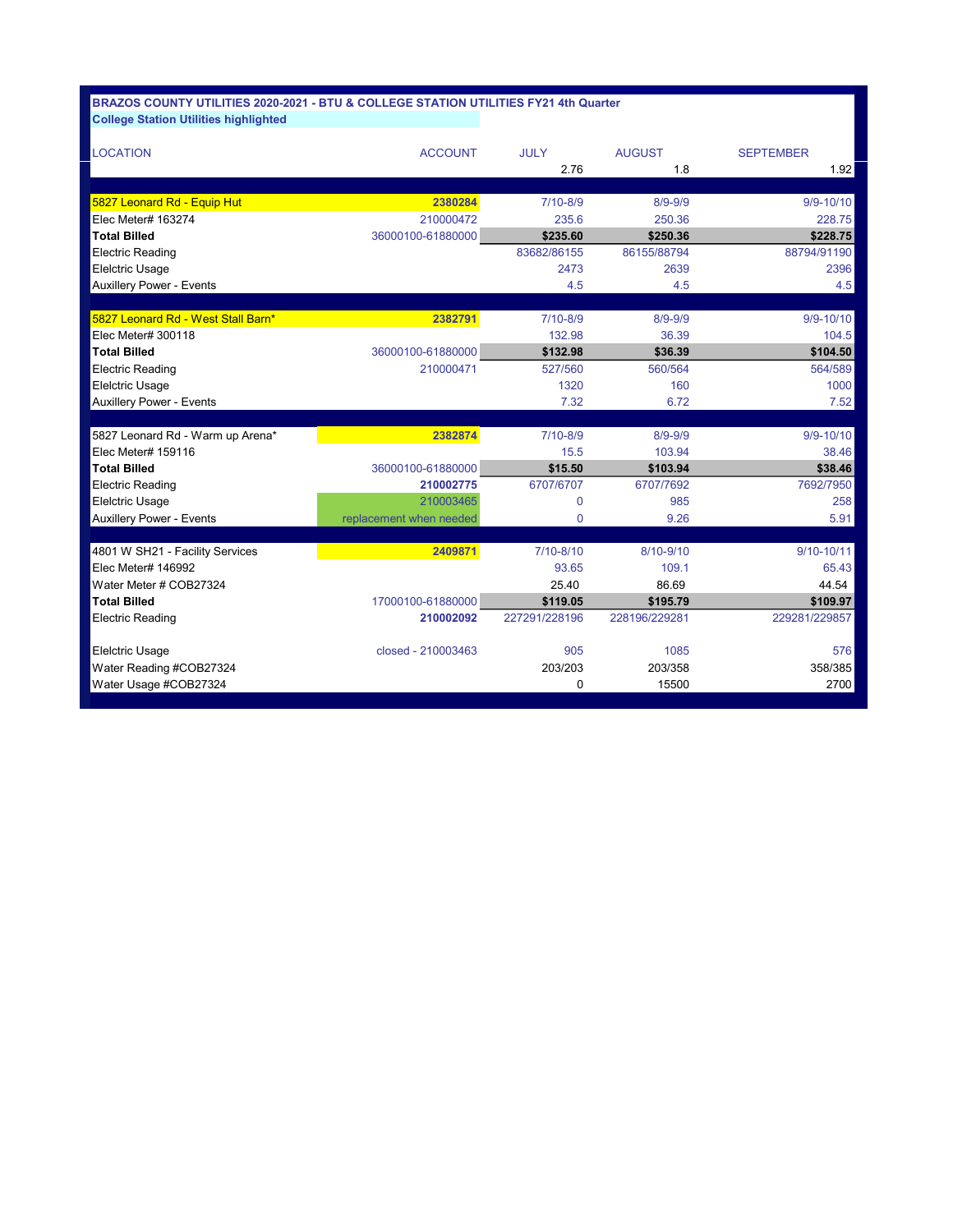**BRAZOS COUNTY UTILITIES 2020-2021 - BTU & COLLEGE STATION UTILITIES FY21 4th Quarter**

**College Station Utilities highlighted**

| LOCATION | ACCOUNT | JULY | AUGUST | SEPTEMBER |
|---|---|---|---|---|
| | | 2.76 | 1.8 | 1.92 |
| 5827 Leonard Rd - Equip Hut | **2380284** | 7/10-8/9 | 8/9-9/9 | 9/9-10/10 |
| Elec Meter# 163274 | 210000472 | 235.6 | 250.36 | 228.75 |
| **Total Billed** | 36000100-61880000 | **$235.60** | **$250.36** | **$228.75** |
| Electric Reading | | 83682/86155 | 86155/88794 | 88794/91190 |
| Elelctric Usage | | 2473 | 2639 | 2396 |
| Auxillery Power - Events | | 4.5 | 4.5 | 4.5 |
| 5827 Leonard Rd - West Stall Barn* | **2382791** | 7/10-8/9 | 8/9-9/9 | 9/9-10/10 |
| Elec Meter# 300118 | | 132.98 | 36.39 | 104.5 |
| **Total Billed** | 36000100-61880000 | **$132.98** | **$36.39** | **$104.50** |
| Electric Reading | 210000471 | 527/560 | 560/564 | 564/589 |
| Elelctric Usage | | 1320 | 160 | 1000 |
| Auxillery Power - Events | | 7.32 | 6.72 | 7.52 |
| 5827 Leonard Rd - Warm up Arena* | **2382874** | 7/10-8/9 | 8/9-9/9 | 9/9-10/10 |
| Elec Meter# 159116 | | 15.5 | 103.94 | 38.46 |
| **Total Billed** | 36000100-61880000 | **$15.50** | **$103.94** | **$38.46** |
| Electric Reading | **210002775** | 6707/6707 | 6707/7692 | 7692/7950 |
| Elelctric Usage | 210003465 | 0 | 985 | 258 |
| Auxillery Power - Events | replacement when needed | 0 | 9.26 | 5.91 |
| 4801 W SH21 - Facility Services | **2409871** | 7/10-8/10 | 8/10-9/10 | 9/10-10/11 |
| Elec Meter# 146992 | | 93.65 | 109.1 | 65.43 |
| Water Meter # COB27324 | | 25.40 | 86.69 | 44.54 |
| **Total Billed** | 17000100-61880000 | **$119.05** | **$195.79** | **$109.97** |
| Electric Reading | **210002092** | 227291/228196 | 228196/229281 | 229281/229857 |
| Elelctric Usage | closed - 210003463 | 905 | 1085 | 576 |
| Water Reading #COB27324 | | 203/203 | 203/358 | 358/385 |
| Water Usage #COB27324 | | 0 | 15500 | 2700 |